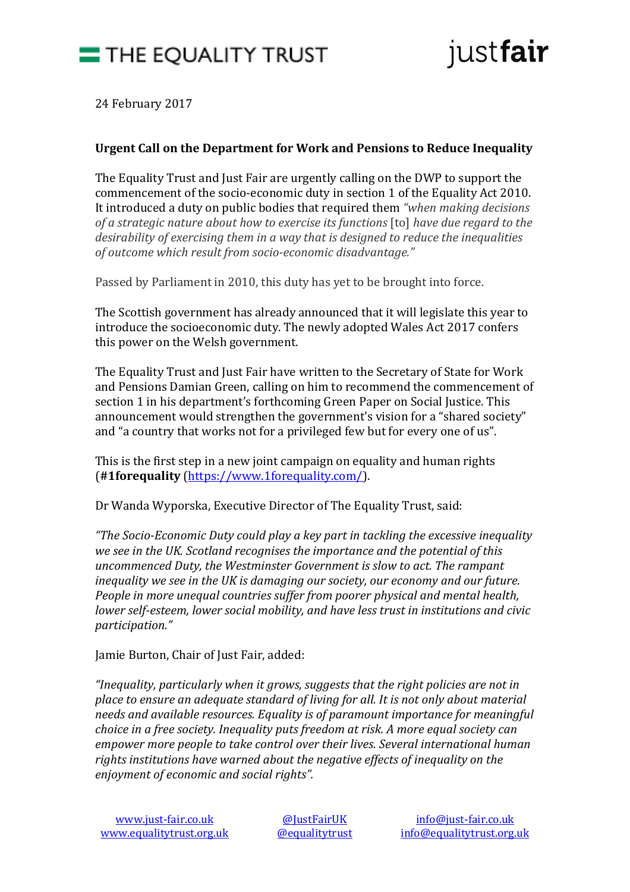THE EQUALITY TRUST

justfair

24 February 2017

**Urgent Call on the Department for Work and Pensions to Reduce Inequality**

The Equality Trust and Just Fair are urgently calling on the DWP to support the commencement of the socio-economic duty in section 1 of the Equality Act 2010. It introduced a duty on public bodies that required them *"when making decisions of a strategic nature about how to exercise its functions* [to] *have due regard to the desirability of exercising them in a way that is designed to reduce the inequalities of outcome which result from socio-economic disadvantage."*

Passed by Parliament in 2010, this duty has yet to be brought into force.

The Scottish government has already announced that it will legislate this year to introduce the socioeconomic duty. The newly adopted Wales Act 2017 confers this power on the Welsh government.

The Equality Trust and Just Fair have written to the Secretary of State for Work and Pensions Damian Green, calling on him to recommend the commencement of section 1 in his department's forthcoming Green Paper on Social Justice. This announcement would strengthen the government's vision for a "shared society" and "a country that works not for a privileged few but for every one of us".

This is the first step in a new joint campaign on equality and human rights (**#1forequality** (https://www.1forequality.com/).

Dr Wanda Wyporska, Executive Director of The Equality Trust, said:

*"The Socio-Economic Duty could play a key part in tackling the excessive inequality we see in the UK. Scotland recognises the importance and the potential of this uncommenced Duty, the Westminster Government is slow to act. The rampant inequality we see in the UK is damaging our society, our economy and our future. People in more unequal countries suffer from poorer physical and mental health, lower self-esteem, lower social mobility, and have less trust in institutions and civic participation."*

Jamie Burton, Chair of Just Fair, added:

*"Inequality, particularly when it grows, suggests that the right policies are not in place to ensure an adequate standard of living for all. It is not only about material needs and available resources. Equality is of paramount importance for meaningful choice in a free society. Inequality puts freedom at risk. A more equal society can empower more people to take control over their lives. Several international human rights institutions have warned about the negative effects of inequality on the enjoyment of economic and social rights".*

www.just-fair.co.uk
www.equalitytrust.org.uk

@JustFairUK
@equalitytrust

info@just-fair.co.uk
info@equalitytrust.org.uk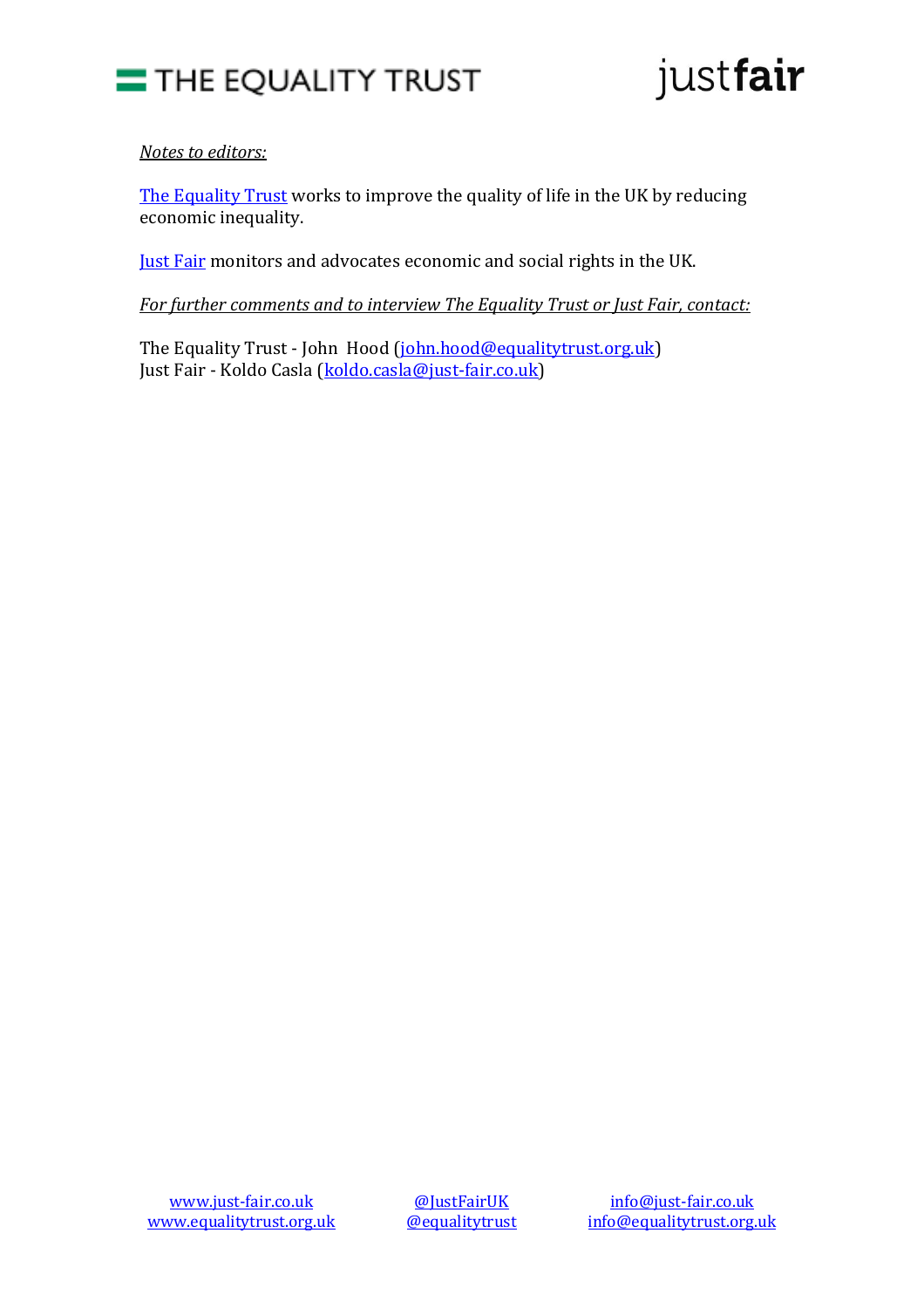*Notes to editors:*

[The Equality Trust](http://www.equalitytrust.org.uk) works to improve the quality of life in the UK by reducing economic inequality.

[Just Fair](http://www.just-fair.co.uk) monitors and advocates economic and social rights in the UK.

*For further comments and to interview The Equality Trust or Just Fair, contact:*

The Equality Trust - John Hood (john.hood@equalitytrust.org.uk)
Just Fair - Koldo Casla (koldo.casla@just-fair.co.uk)